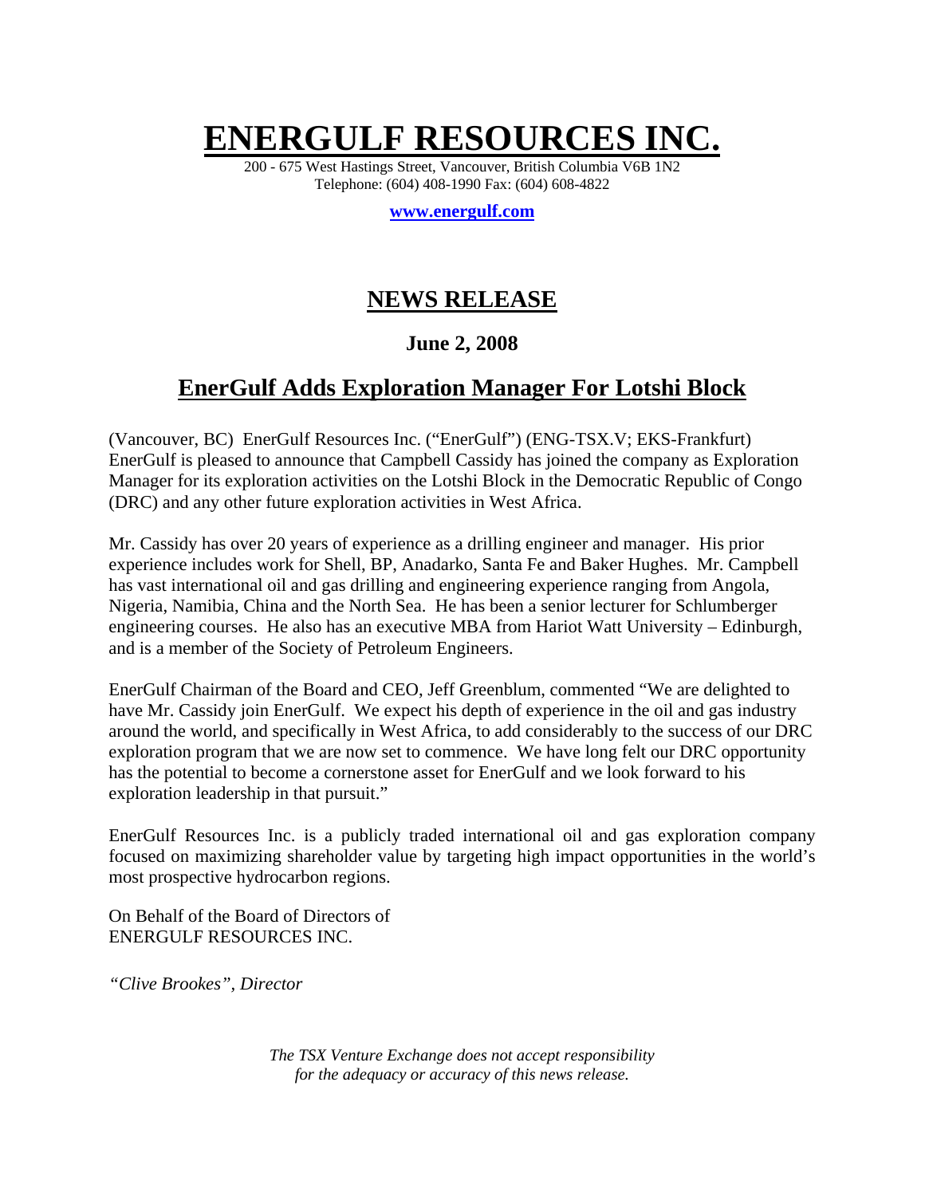# ENERGULF RESOURCES INC.

200 - 675 West Hastings Street, Vancouver, British Columbia V6B 1N2
Telephone: (604) 408-1990 Fax: (604) 608-4822

**www.energulf.com**

## NEWS RELEASE

**June 2, 2008**

## EnerGulf Adds Exploration Manager For Lotshi Block

(Vancouver, BC) EnerGulf Resources Inc. ("EnerGulf") (ENG-TSX.V; EKS-Frankfurt) EnerGulf is pleased to announce that Campbell Cassidy has joined the company as Exploration Manager for its exploration activities on the Lotshi Block in the Democratic Republic of Congo (DRC) and any other future exploration activities in West Africa.

Mr. Cassidy has over 20 years of experience as a drilling engineer and manager. His prior experience includes work for Shell, BP, Anadarko, Santa Fe and Baker Hughes. Mr. Campbell has vast international oil and gas drilling and engineering experience ranging from Angola, Nigeria, Namibia, China and the North Sea. He has been a senior lecturer for Schlumberger engineering courses. He also has an executive MBA from Hariot Watt University – Edinburgh, and is a member of the Society of Petroleum Engineers.

EnerGulf Chairman of the Board and CEO, Jeff Greenblum, commented "We are delighted to have Mr. Cassidy join EnerGulf. We expect his depth of experience in the oil and gas industry around the world, and specifically in West Africa, to add considerably to the success of our DRC exploration program that we are now set to commence. We have long felt our DRC opportunity has the potential to become a cornerstone asset for EnerGulf and we look forward to his exploration leadership in that pursuit."

EnerGulf Resources Inc. is a publicly traded international oil and gas exploration company focused on maximizing shareholder value by targeting high impact opportunities in the world's most prospective hydrocarbon regions.

On Behalf of the Board of Directors of
ENERGULF RESOURCES INC.

*"Clive Brookes", Director*

*The TSX Venture Exchange does not accept responsibility for the adequacy or accuracy of this news release.*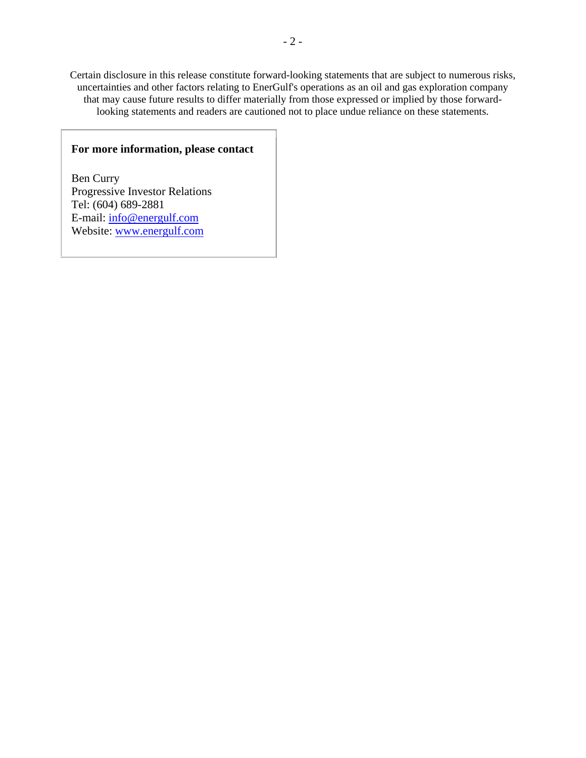Certain disclosure in this release constitute forward-looking statements that are subject to numerous risks, uncertainties and other factors relating to EnerGulf's operations as an oil and gas exploration company that may cause future results to differ materially from those expressed or implied by those forward-looking statements and readers are cautioned not to place undue reliance on these statements.

**For more information, please contact**

Ben Curry
Progressive Investor Relations
Tel: (604) 689-2881
E-mail: info@energulf.com
Website: www.energulf.com